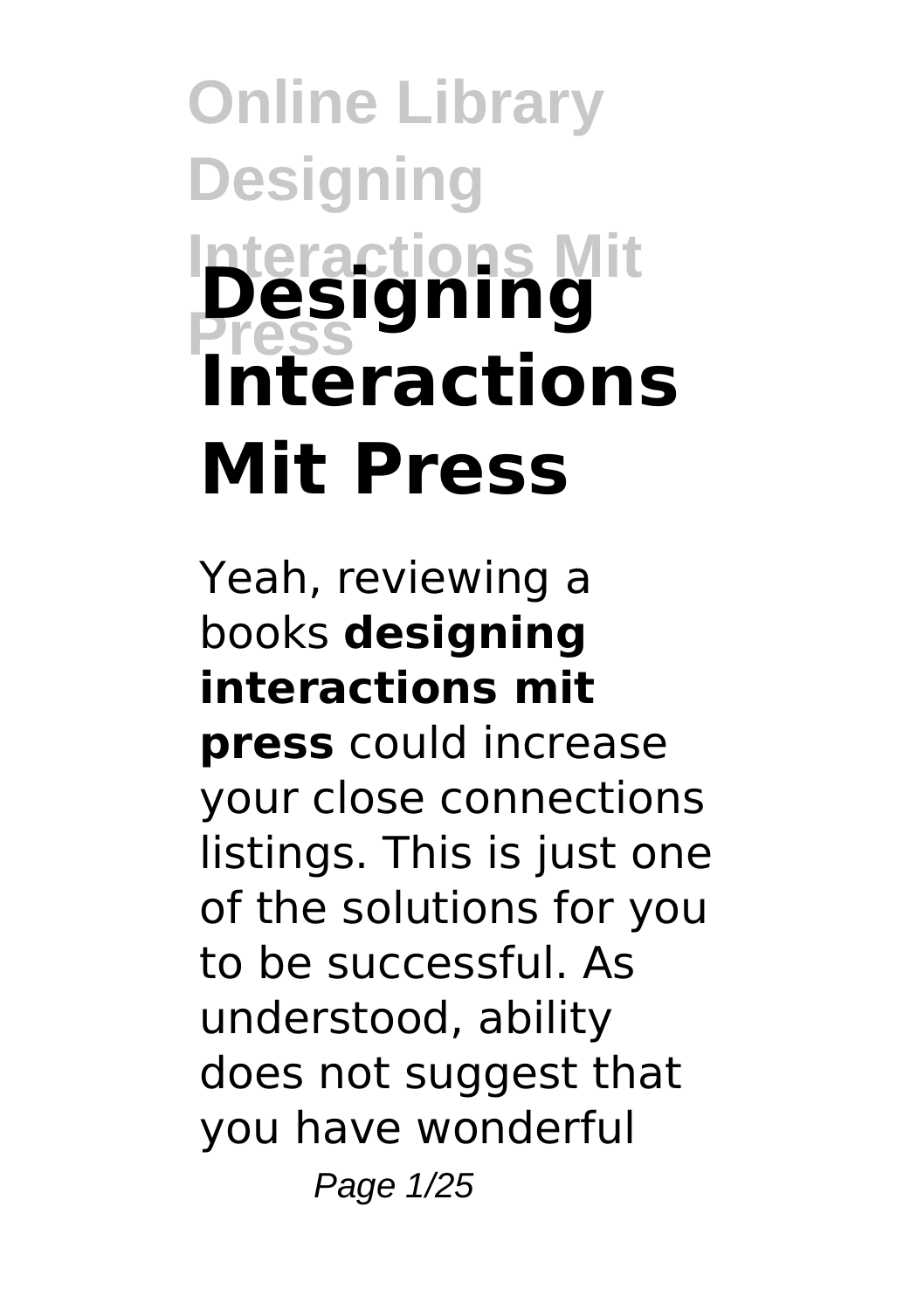# Designing Interactions Mit Press

Yeah, reviewing a books **designing interactions mit press** could increase your close connections listings. This is just one of the solutions for you to be successful. As understood, ability does not suggest that you have wonderful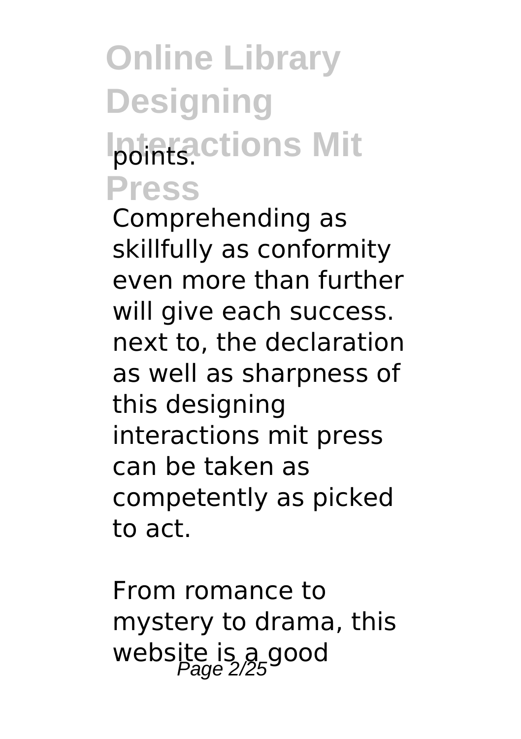points.

Comprehending as skillfully as conformity even more than further will give each success. next to, the declaration as well as sharpness of this designing interactions mit press can be taken as competently as picked to act.

From romance to mystery to drama, this website is a good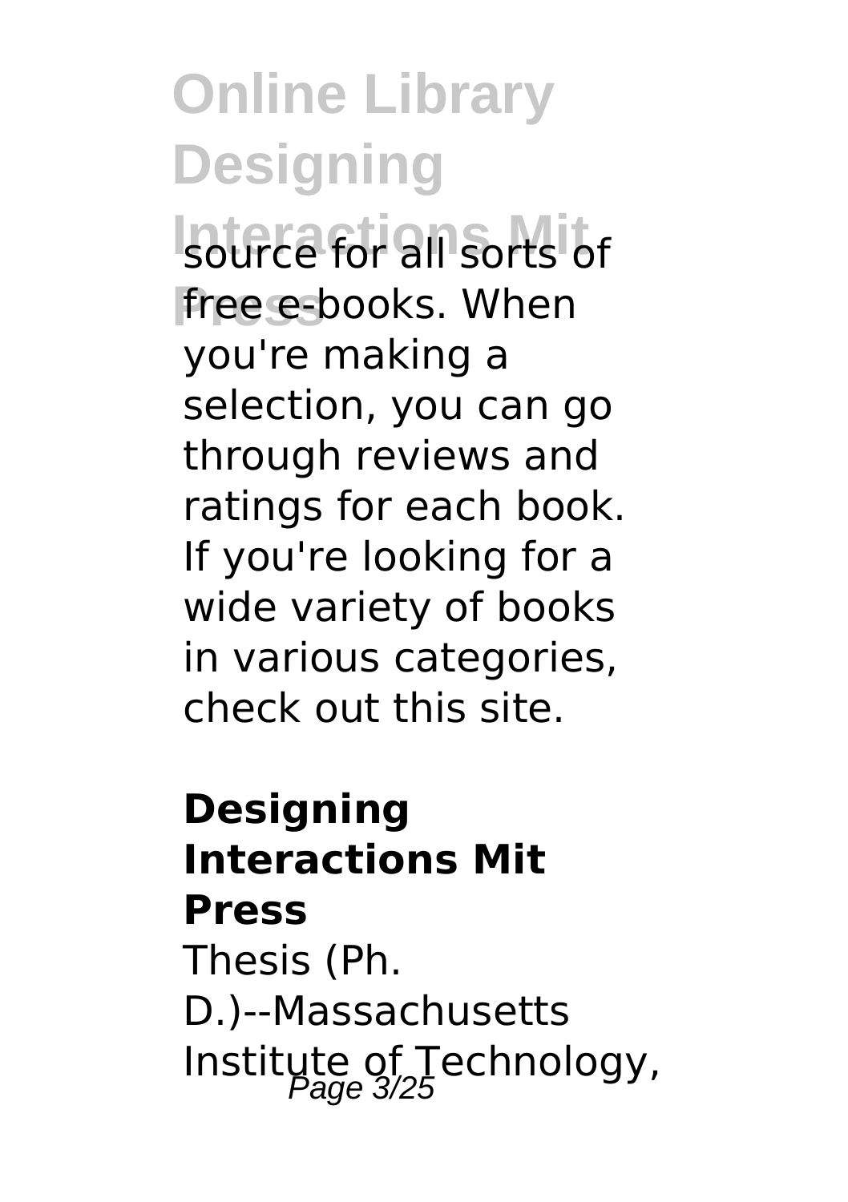source for all sorts of free e-books. When you're making a selection, you can go through reviews and ratings for each book. If you're looking for a wide variety of books in various categories, check out this site.

## Designing Interactions Mit Press

Thesis (Ph. D.)--Massachusetts Institute of Technology,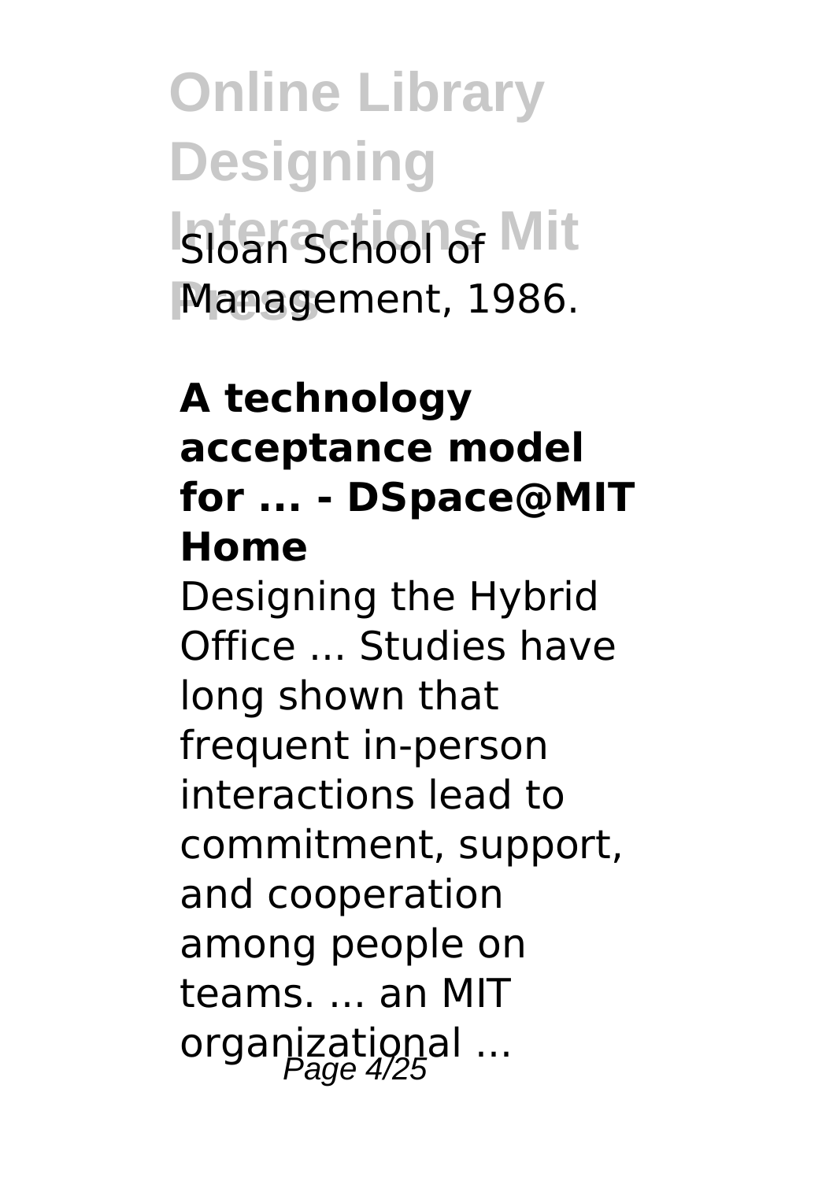Sloan School of Management, 1986.

**A technology acceptance model for ... - DSpace@MIT Home**

Designing the Hybrid Office ... Studies have long shown that frequent in-person interactions lead to commitment, support, and cooperation among people on teams. ... an MIT organizational ...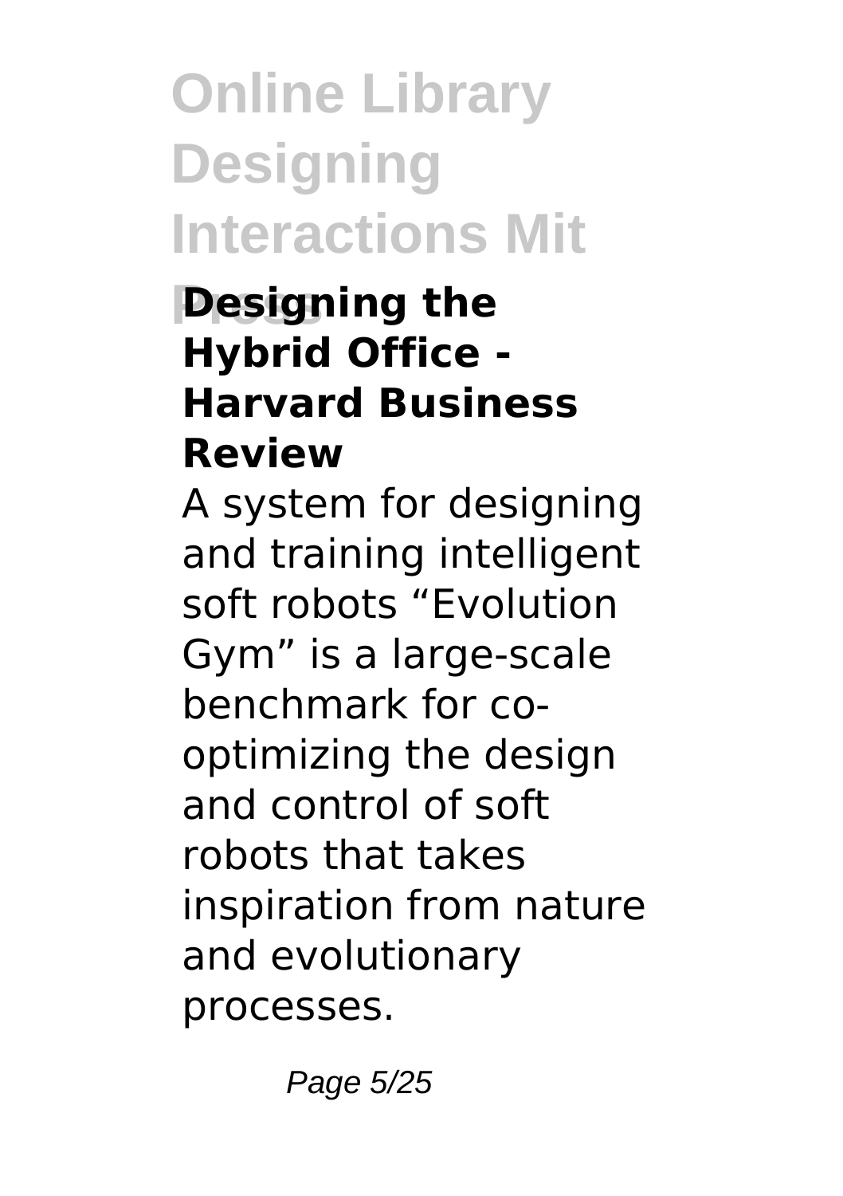### Designing the Hybrid Office - Harvard Business Review

A system for designing and training intelligent soft robots "Evolution Gym" is a large-scale benchmark for co-optimizing the design and control of soft robots that takes inspiration from nature and evolutionary processes.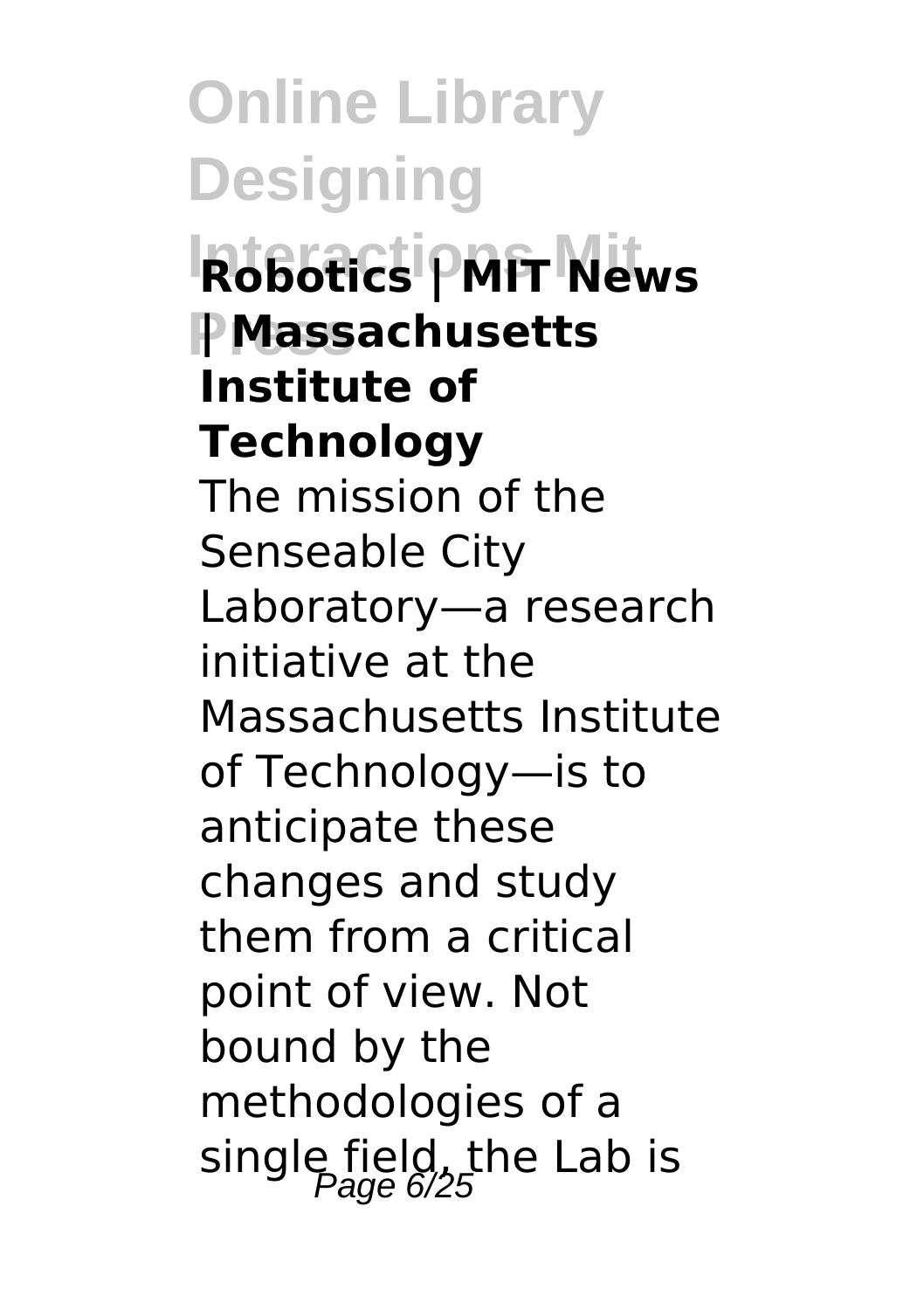**Robotics | MIT News | Massachusetts Institute of Technology**

The mission of the Senseable City Laboratory—a research initiative at the Massachusetts Institute of Technology—is to anticipate these changes and study them from a critical point of view. Not bound by the methodologies of a single field, the Lab is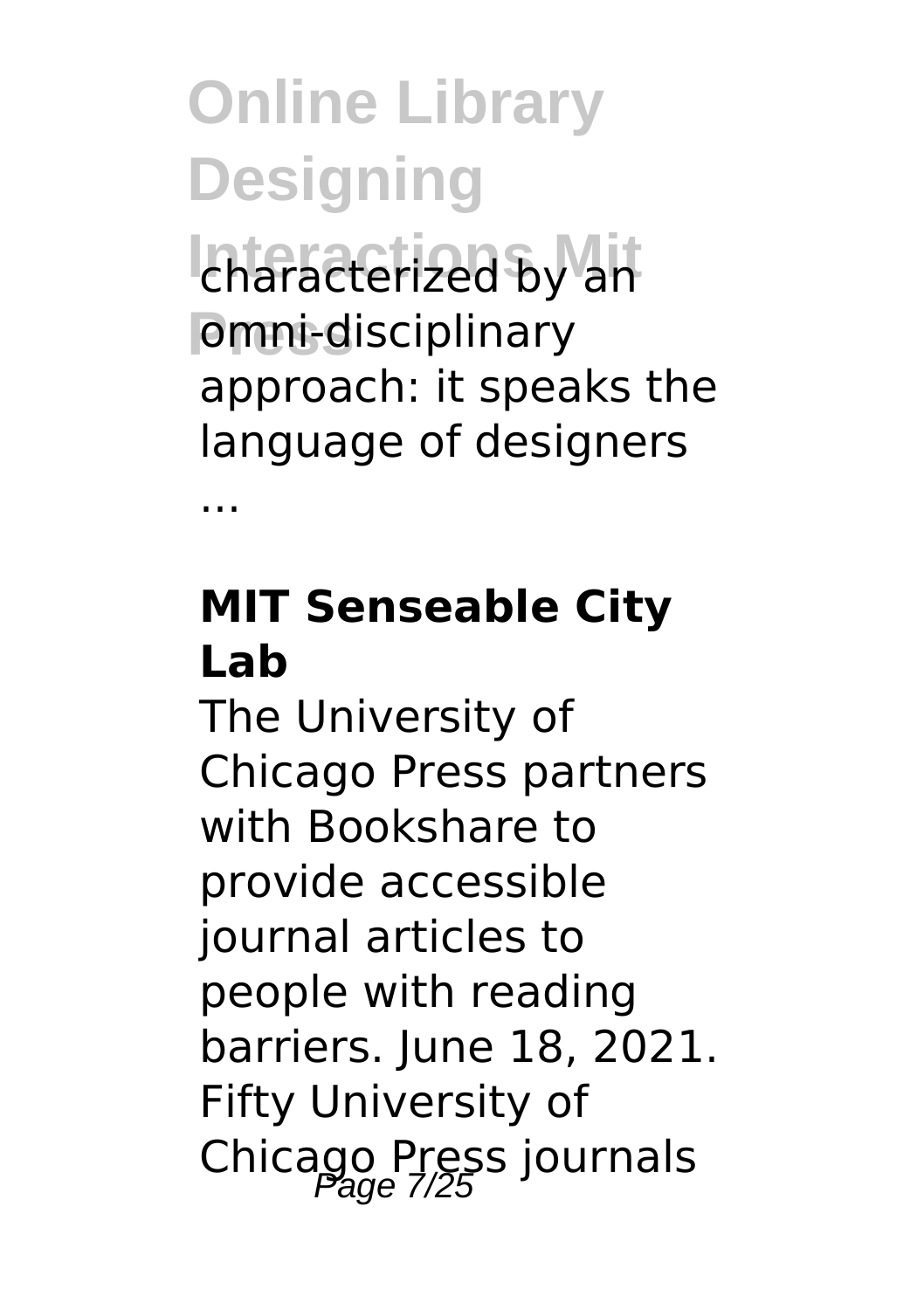characterized by an omni-disciplinary approach: it speaks the language of designers ...

**MIT Senseable City Lab**

The University of Chicago Press partners with Bookshare to provide accessible journal articles to people with reading barriers. June 18, 2021. Fifty University of Chicago Press journals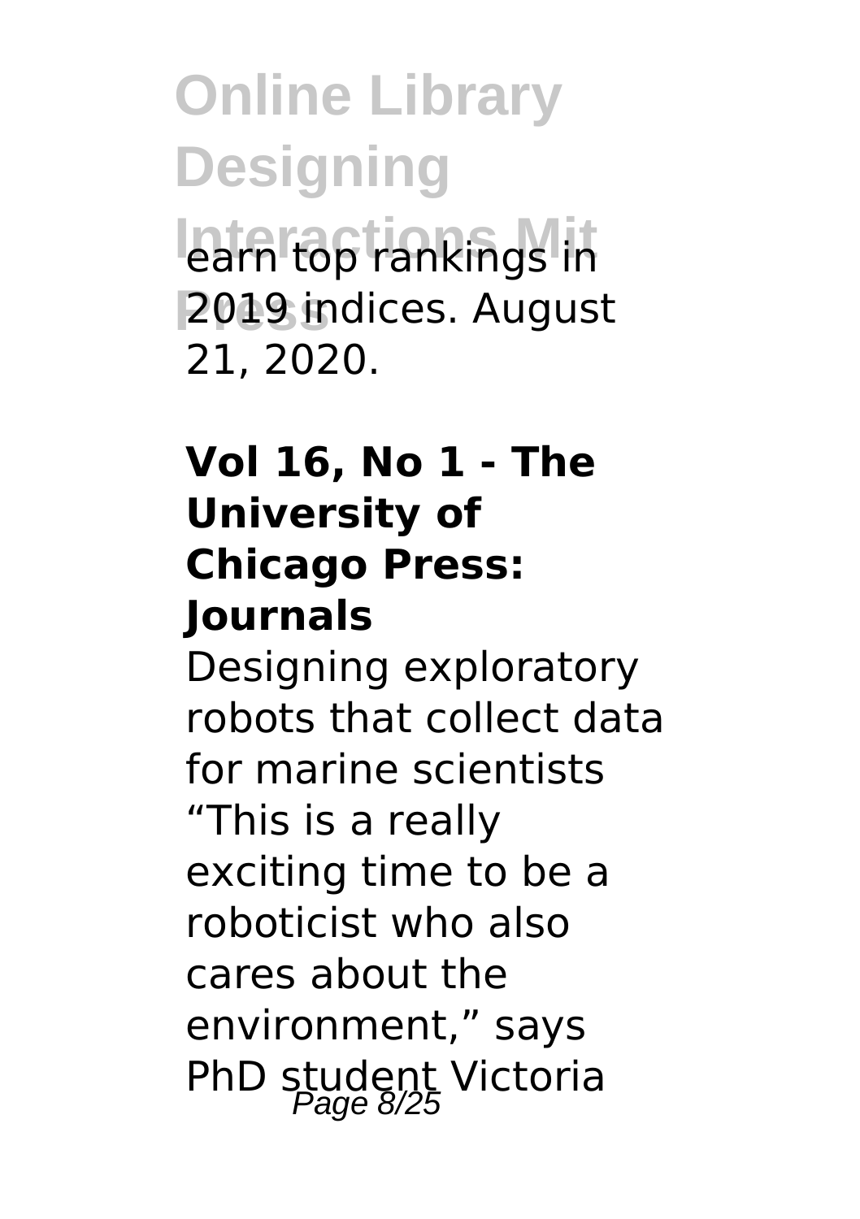earn top rankings in 2019 indices. August 21, 2020.

### Vol 16, No 1 - The University of Chicago Press: Journals

Designing exploratory robots that collect data for marine scientists "This is a really exciting time to be a roboticist who also cares about the environment," says PhD student Victoria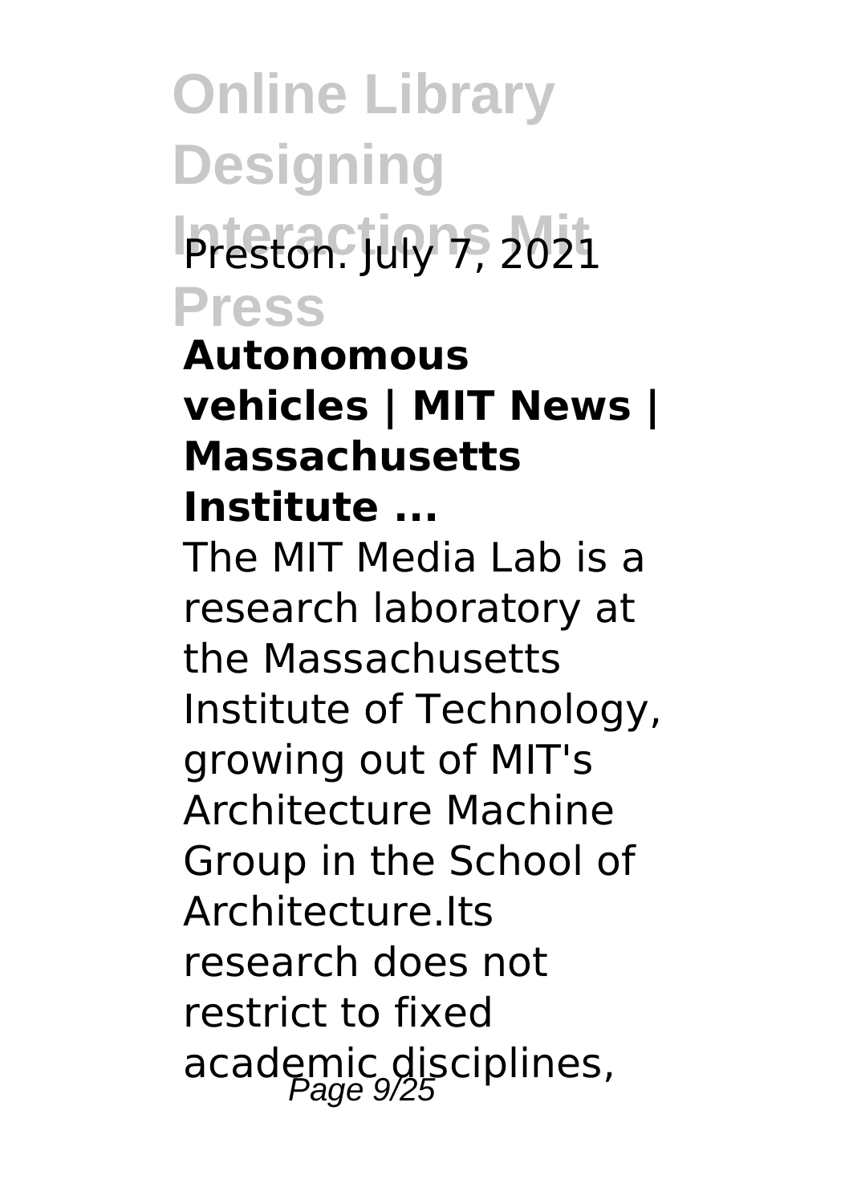Preston. July 7, 2021

**Autonomous vehicles | MIT News | Massachusetts Institute ...**

The MIT Media Lab is a research laboratory at the Massachusetts Institute of Technology, growing out of MIT's Architecture Machine Group in the School of Architecture.Its research does not restrict to fixed academic disciplines,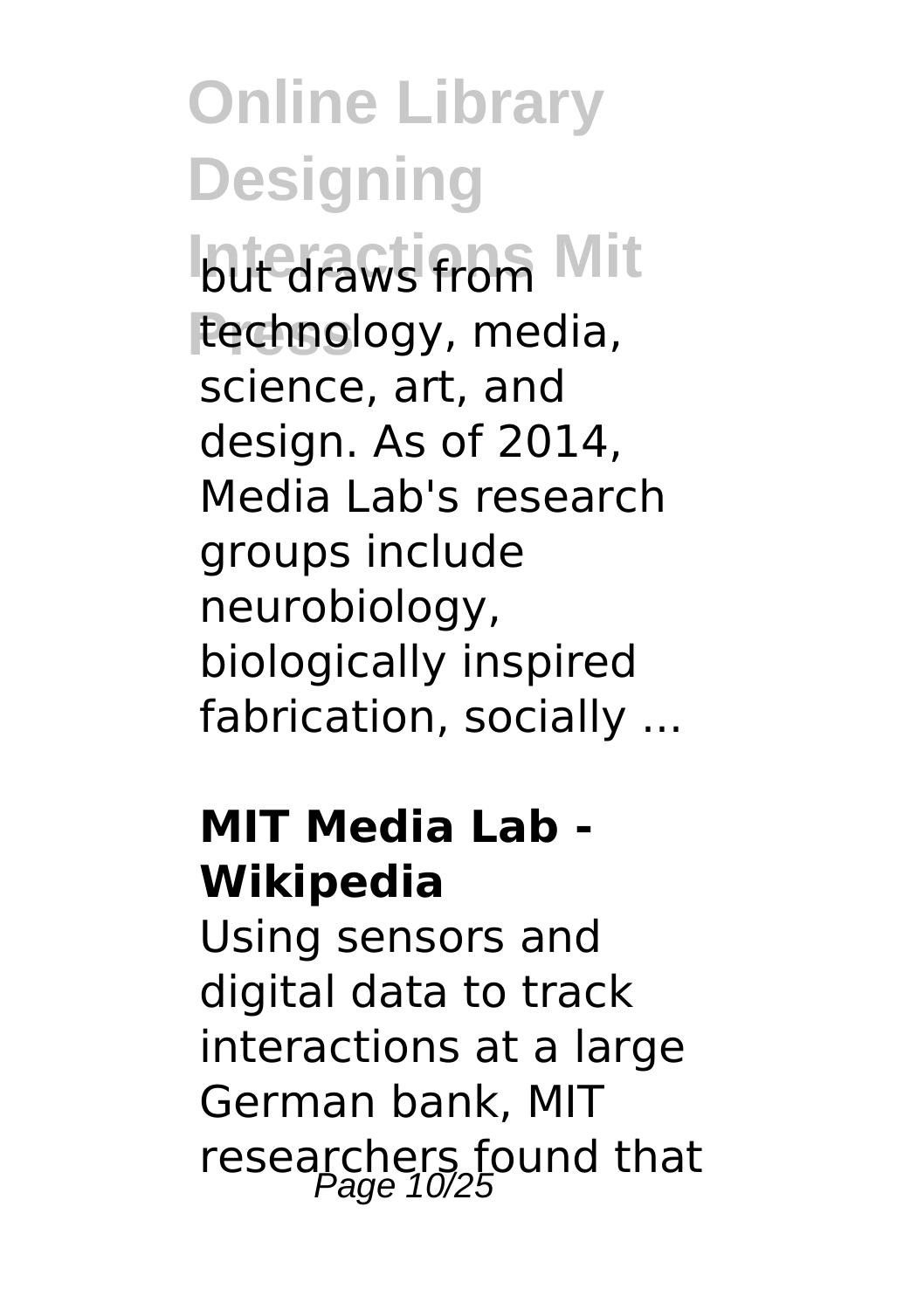but draws from technology, media, science, art, and design. As of 2014, Media Lab's research groups include neurobiology, biologically inspired fabrication, socially ...

**MIT Media Lab - Wikipedia**

Using sensors and digital data to track interactions at a large German bank, MIT researchers found that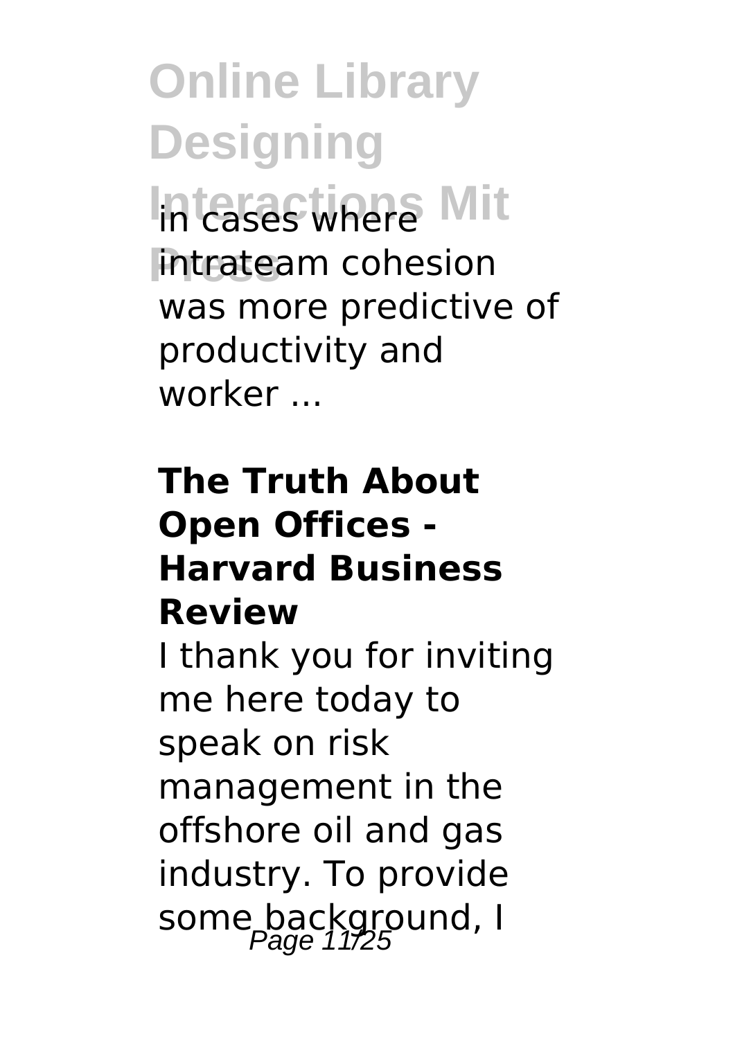in cases where intrateam cohesion was more predictive of productivity and worker ...

### The Truth About Open Offices - Harvard Business Review

I thank you for inviting me here today to speak on risk management in the offshore oil and gas industry. To provide some background, I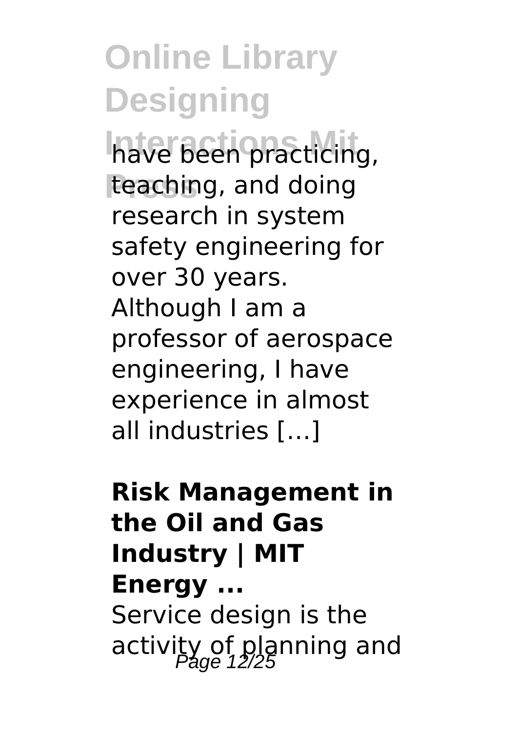have been practicing, teaching, and doing research in system safety engineering for over 30 years. Although I am a professor of aerospace engineering, I have experience in almost all industries […]

**Risk Management in the Oil and Gas Industry | MIT Energy ...**

Service design is the activity of planning and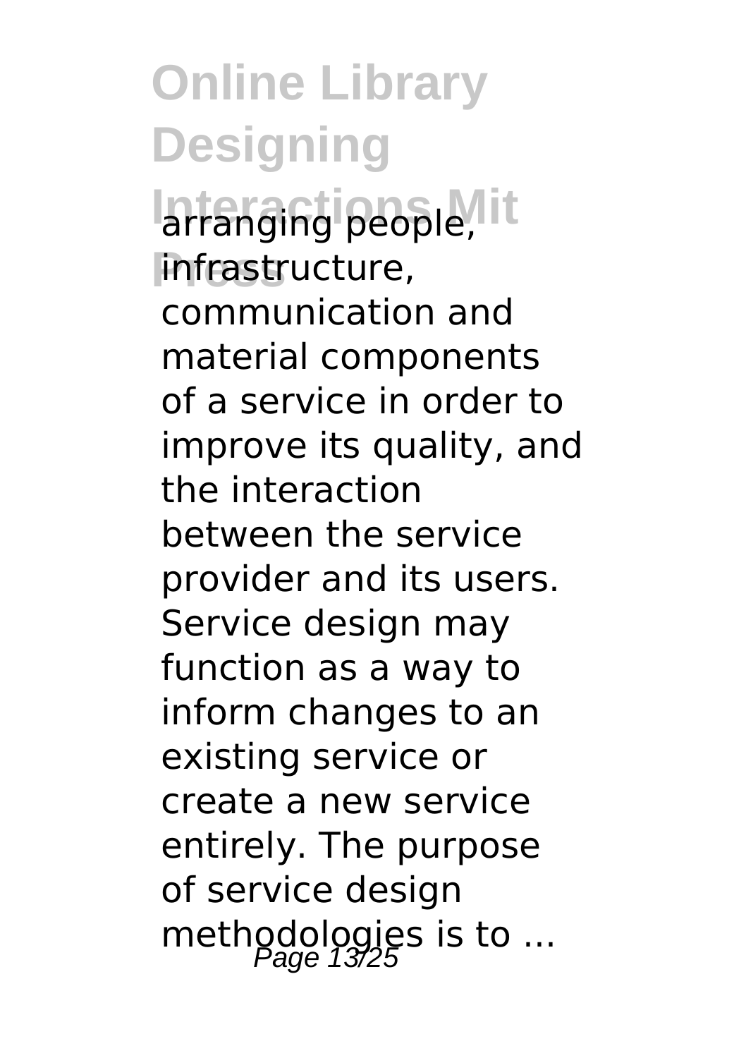arranging people, infrastructure, communication and material components of a service in order to improve its quality, and the interaction between the service provider and its users. Service design may function as a way to inform changes to an existing service or create a new service entirely. The purpose of service design methodologies is to ...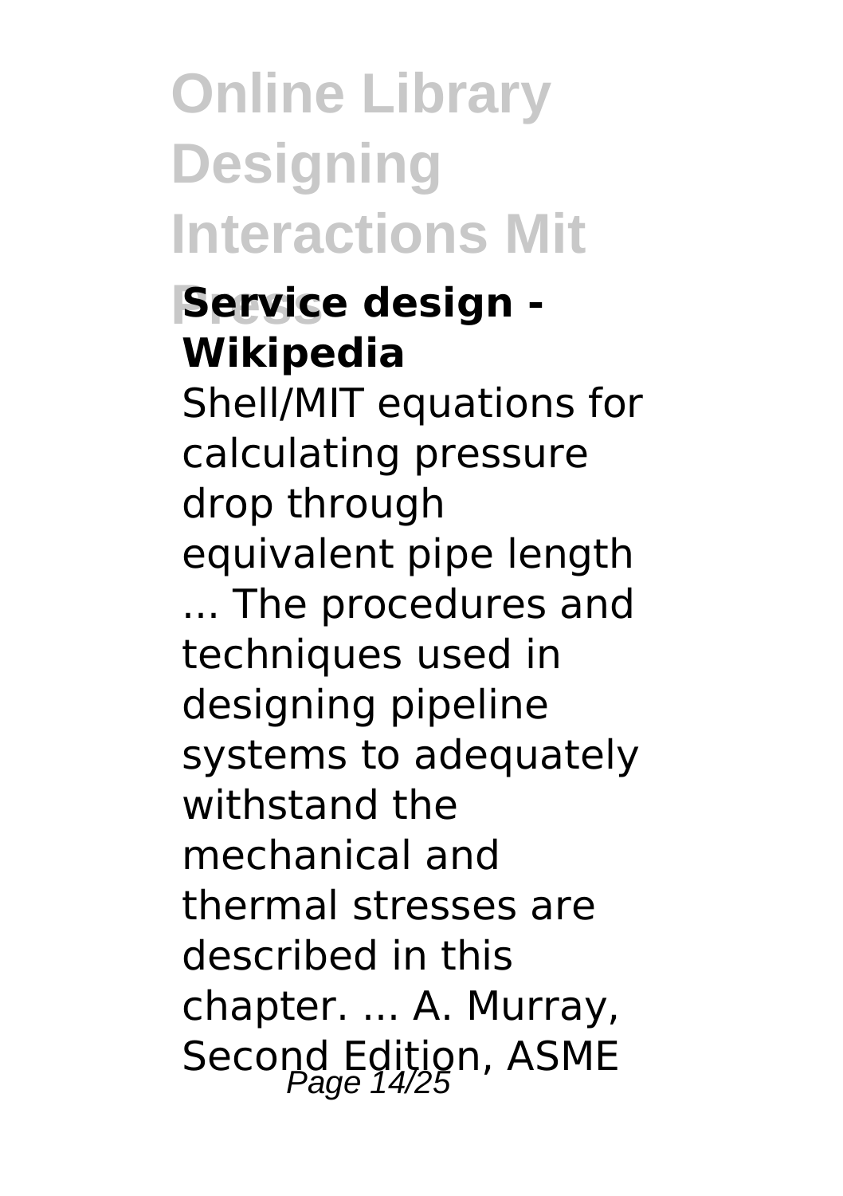**Service design - Wikipedia**

Shell/MIT equations for calculating pressure drop through equivalent pipe length ... The procedures and techniques used in designing pipeline systems to adequately withstand the mechanical and thermal stresses are described in this chapter. ... A. Murray, Second Edition, ASME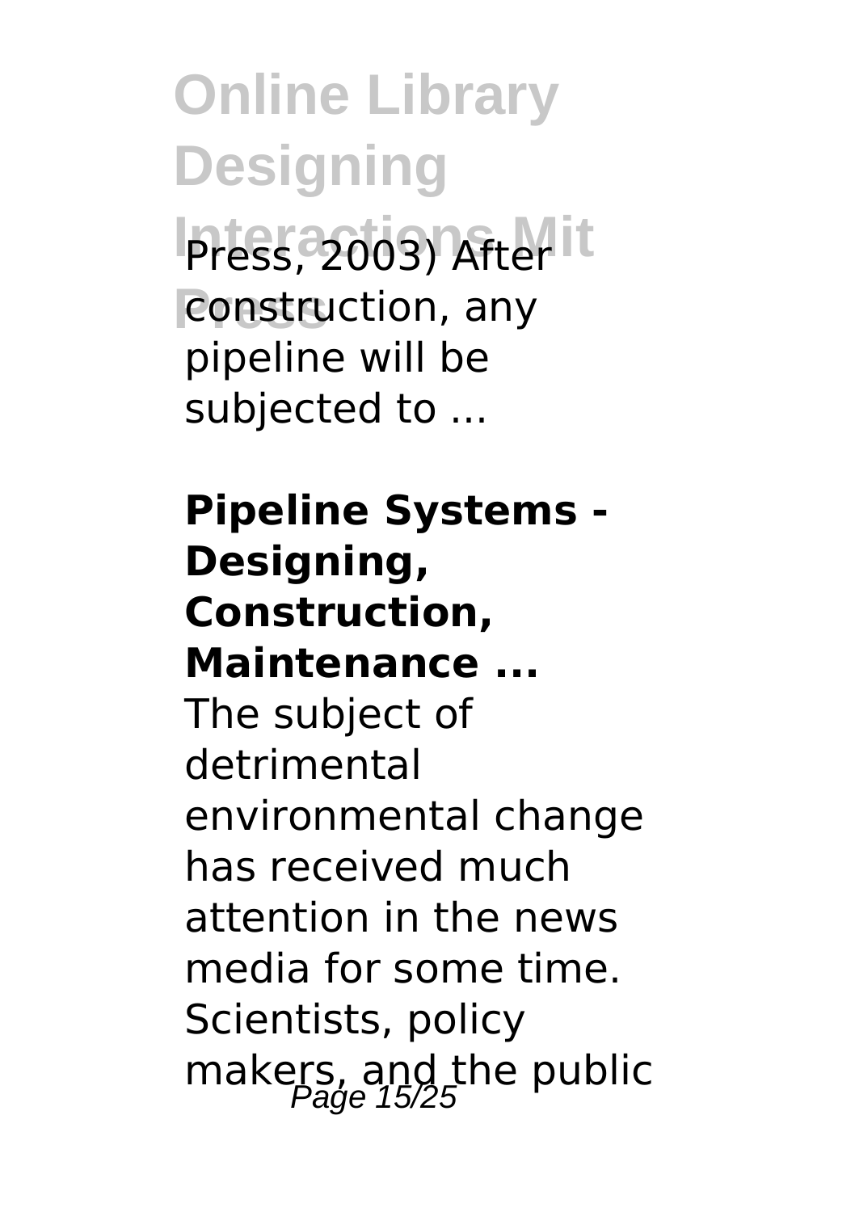Press, 2003) After construction, any pipeline will be subjected to ...

**Pipeline Systems - Designing, Construction, Maintenance ...**

The subject of detrimental environmental change has received much attention in the news media for some time. Scientists, policy makers, and the public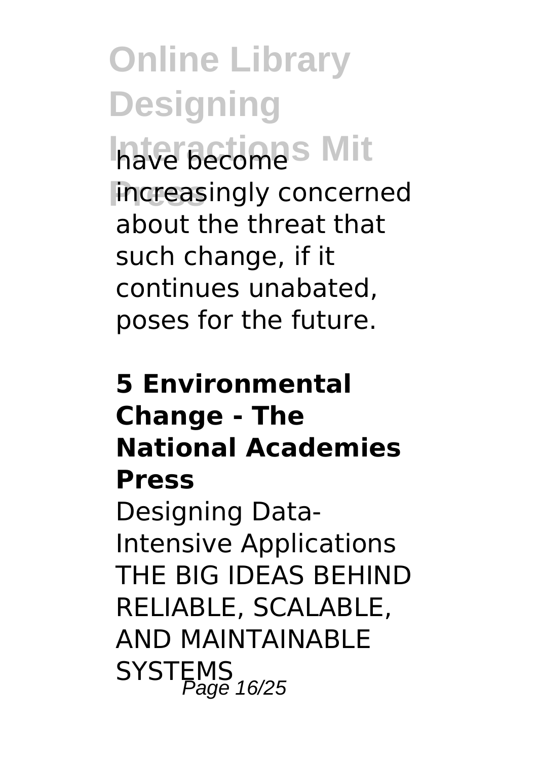have become increasingly concerned about the threat that such change, if it continues unabated, poses for the future.

**5 Environmental Change - The National Academies Press**

Designing Data-Intensive Applications THE BIG IDEAS BEHIND RELIABLE, SCALABLE, AND MAINTAINABLE SYSTEMS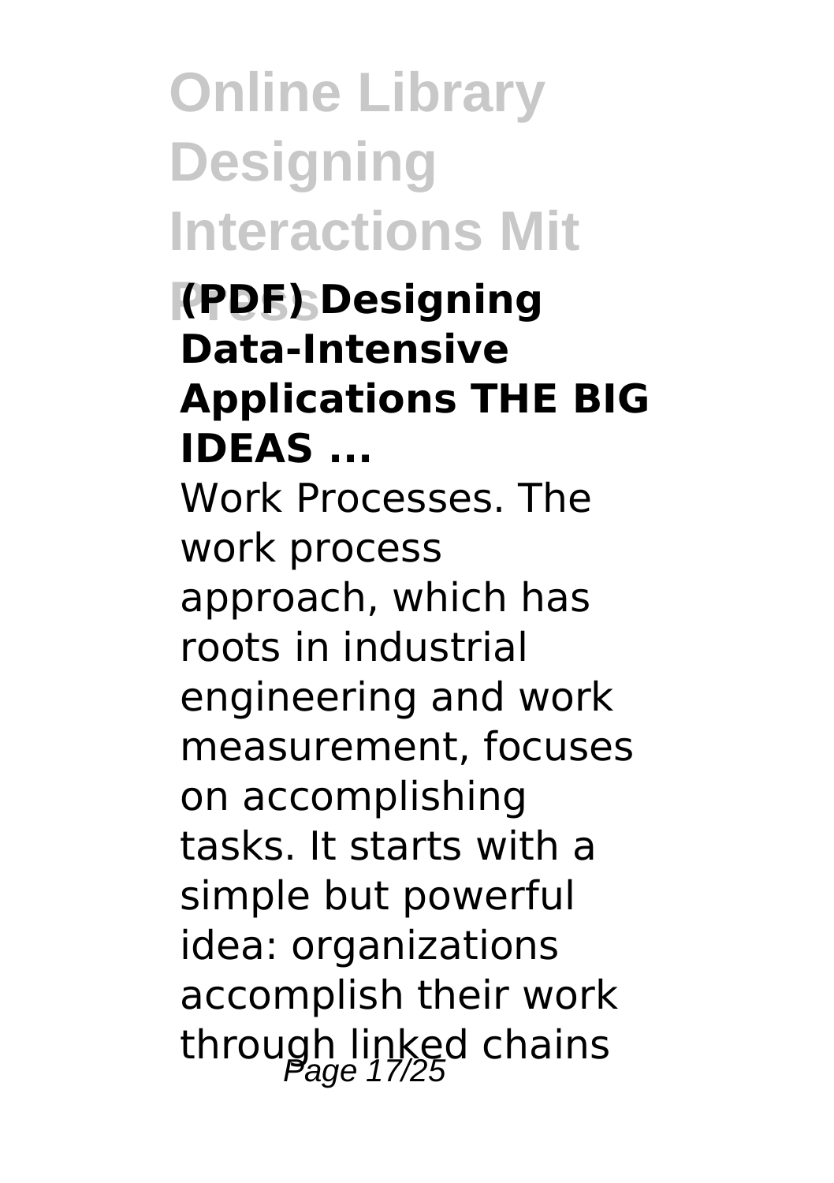## (PDF) Designing Data-Intensive Applications THE BIG IDEAS ...

Work Processes. The work process approach, which has roots in industrial engineering and work measurement, focuses on accomplishing tasks. It starts with a simple but powerful idea: organizations accomplish their work through linked chains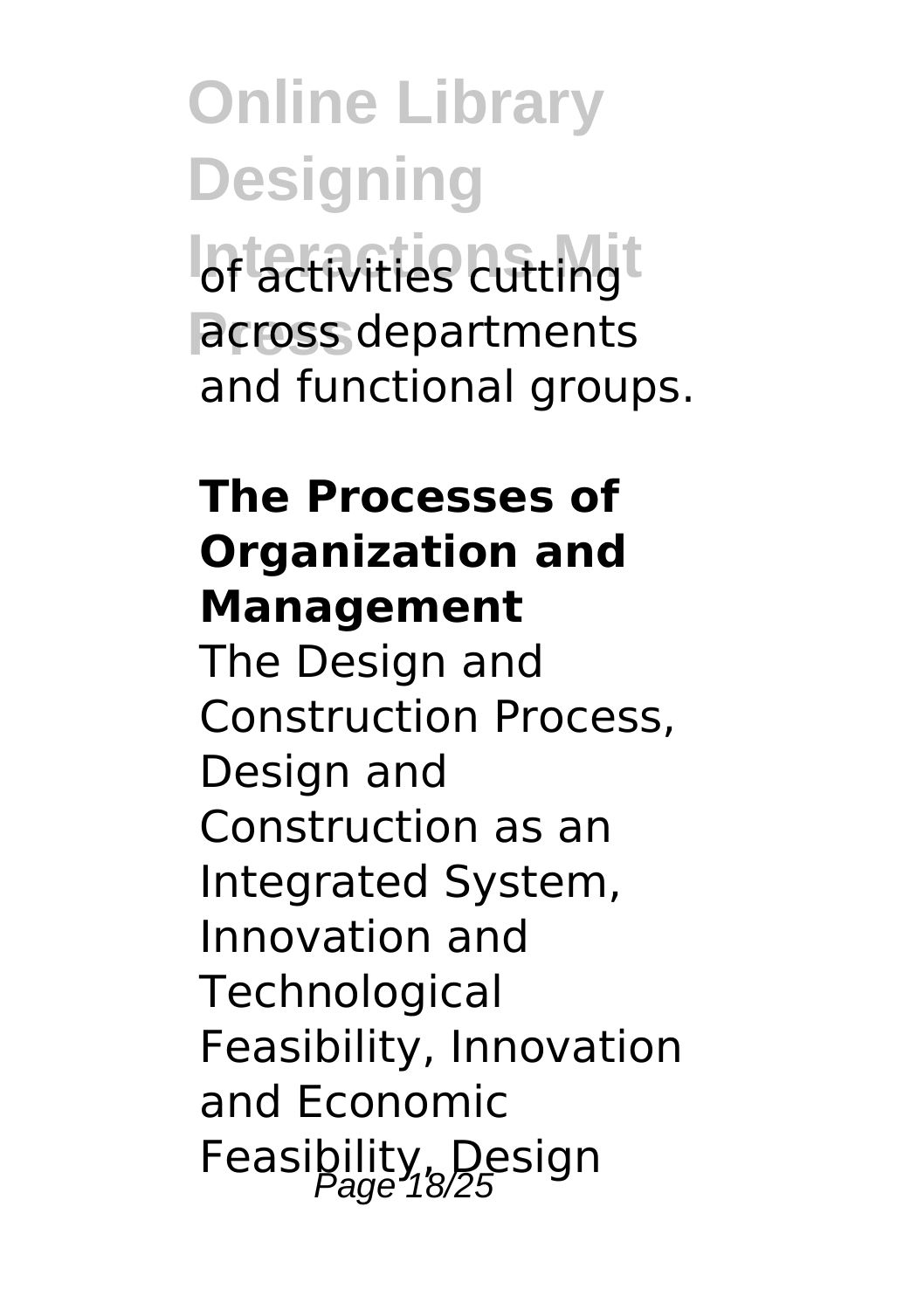of activities cutting across departments and functional groups.

**The Processes of Organization and Management**

The Design and Construction Process, Design and Construction as an Integrated System, Innovation and Technological Feasibility, Innovation and Economic Feasibility, Design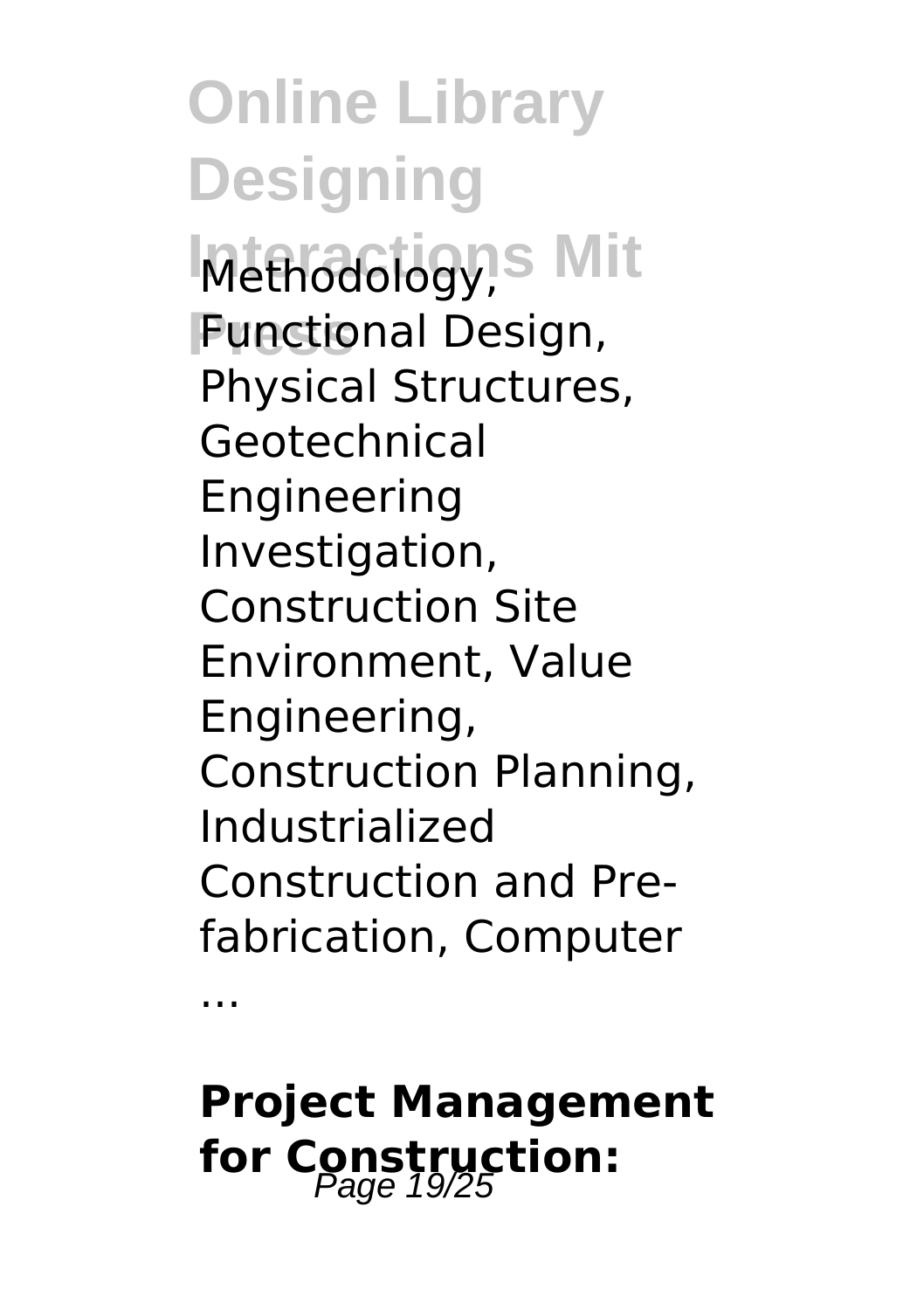Methodology, Functional Design, Physical Structures, Geotechnical Engineering Investigation, Construction Site Environment, Value Engineering, Construction Planning, Industrialized Construction and Pre-fabrication, Computer ...

**Project Management for Construction:**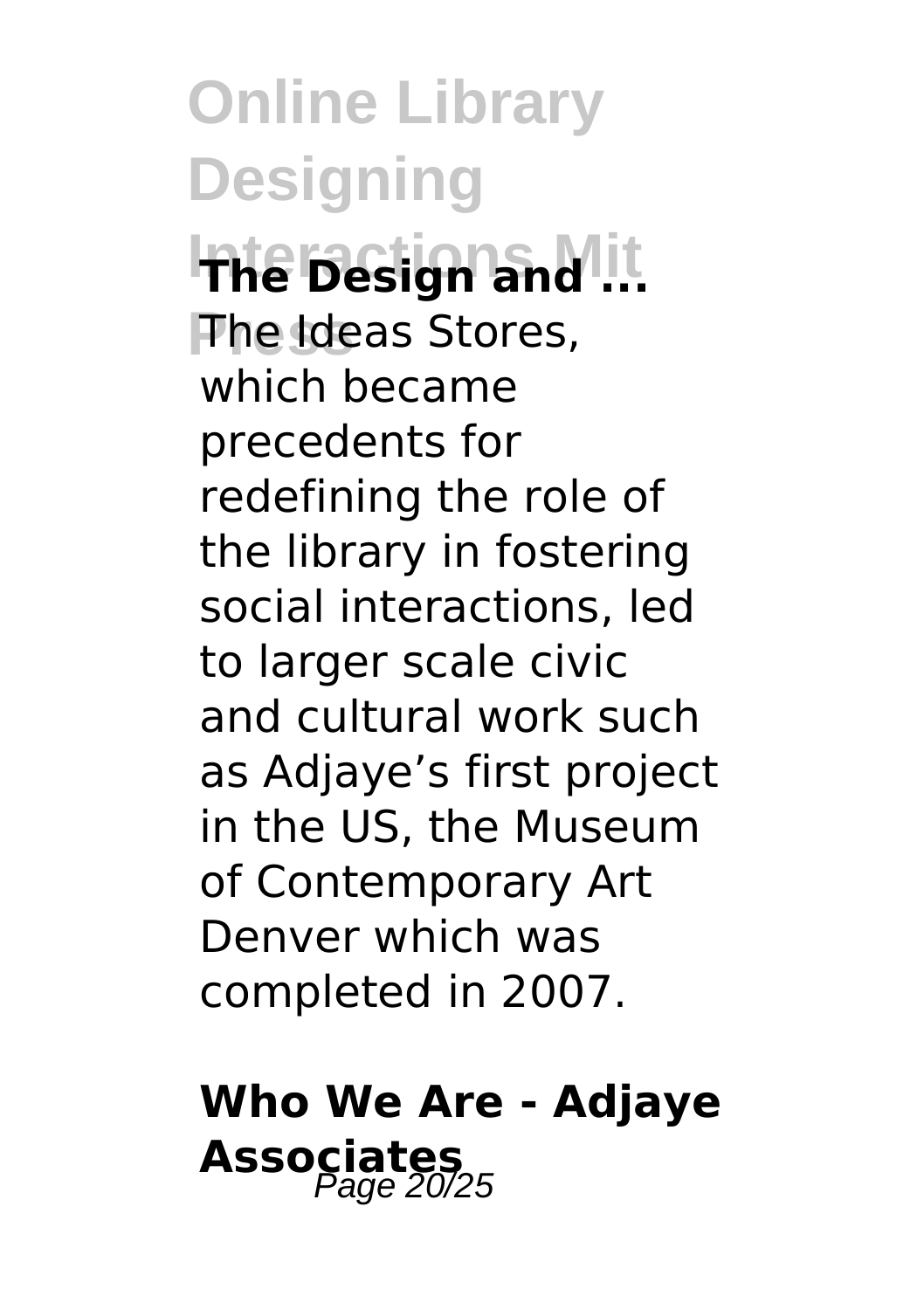### The Design and ...

The Ideas Stores, which became precedents for redefining the role of the library in fostering social interactions, led to larger scale civic and cultural work such as Adjaye's first project in the US, the Museum of Contemporary Art Denver which was completed in 2007.

### Who We Are - Adjaye Associates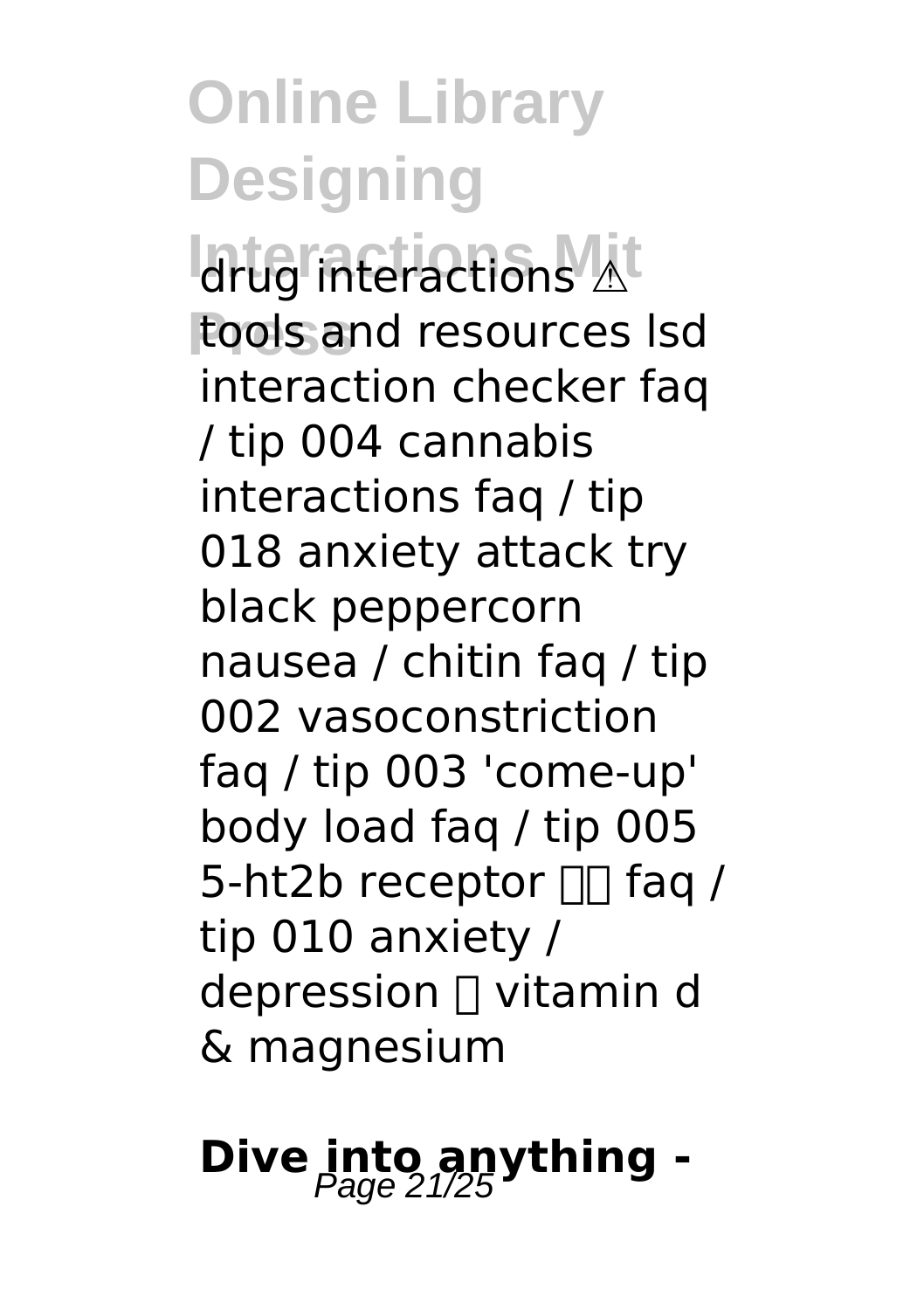drug interactions ⚠ tools and resources lsd interaction checker faq / tip 004 cannabis interactions faq / tip 018 anxiety attack try black peppercorn nausea / chitin faq / tip 002 vasoconstriction faq / tip 003 'come-up' body load faq / tip 005 5-ht2b receptor  faq / tip 010 anxiety / depression  vitamin d & magnesium

## Dive into anything -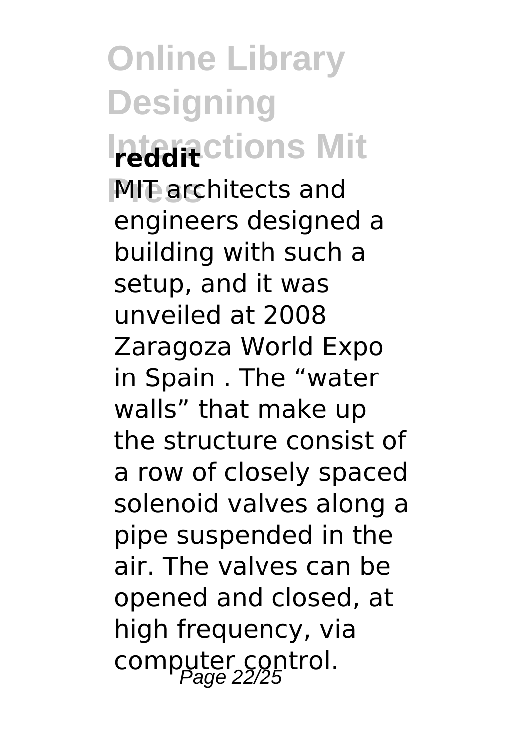**reddit**

MIT architects and engineers designed a building with such a setup, and it was unveiled at 2008 Zaragoza World Expo in Spain . The “water walls” that make up the structure consist of a row of closely spaced solenoid valves along a pipe suspended in the air. The valves can be opened and closed, at high frequency, via computer control.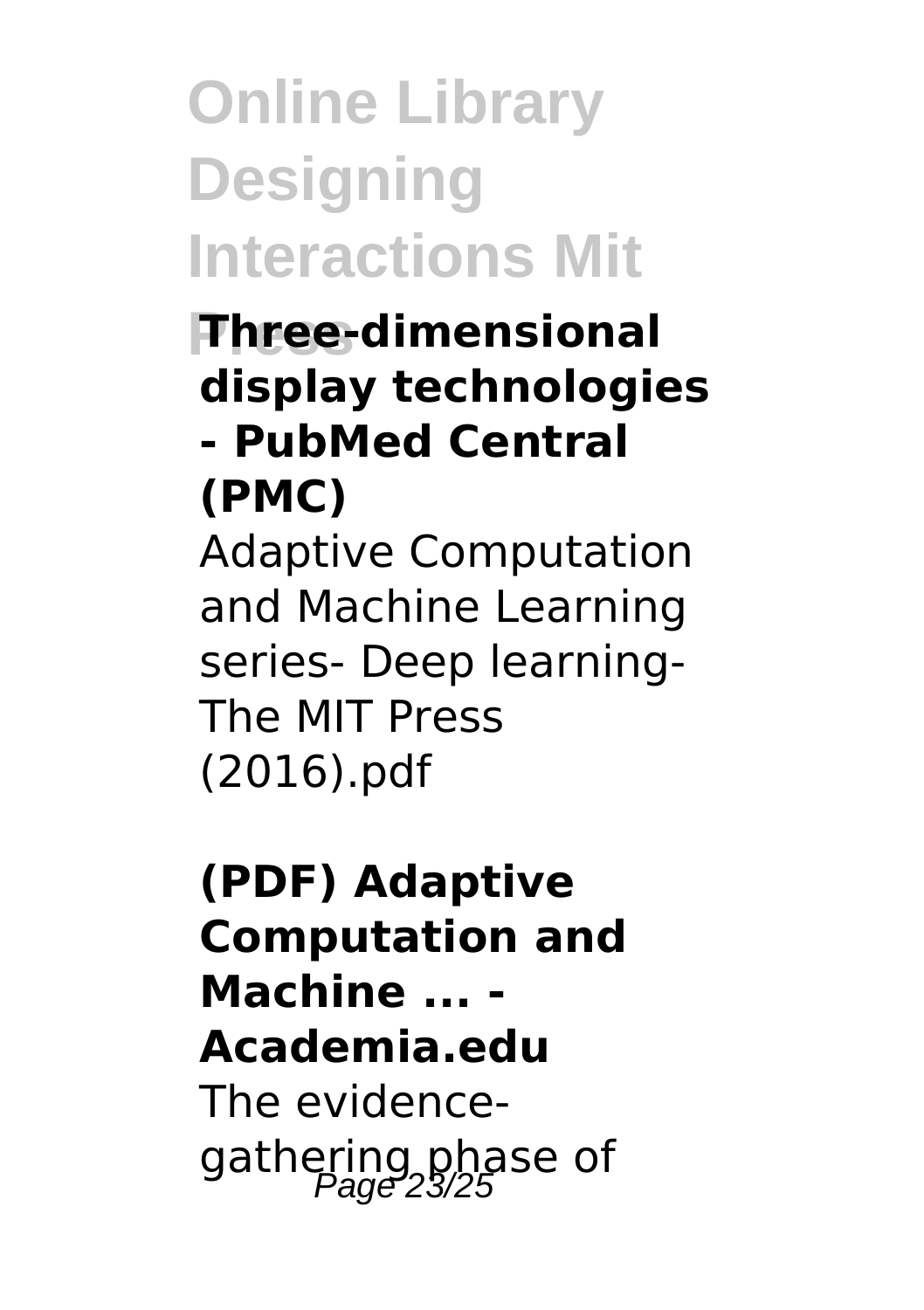### Three-dimensional display technologies - PubMed Central (PMC)

Adaptive Computation and Machine Learning series- Deep learning-The MIT Press (2016).pdf

### (PDF) Adaptive Computation and Machine ... - Academia.edu

The evidence-gathering phase of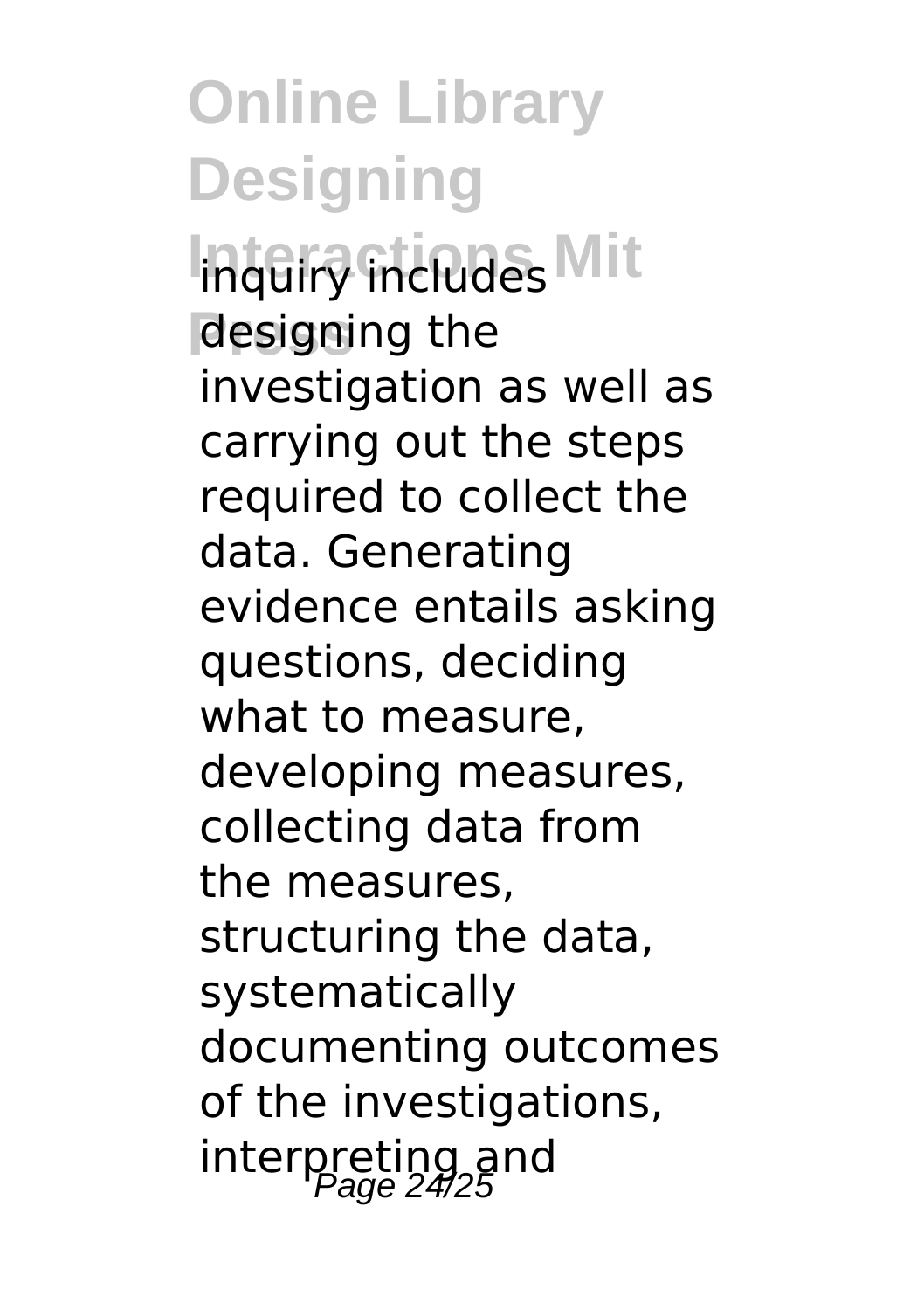inquiry includes designing the investigation as well as carrying out the steps required to collect the data. Generating evidence entails asking questions, deciding what to measure, developing measures, collecting data from the measures, structuring the data, systematically documenting outcomes of the investigations, interpreting and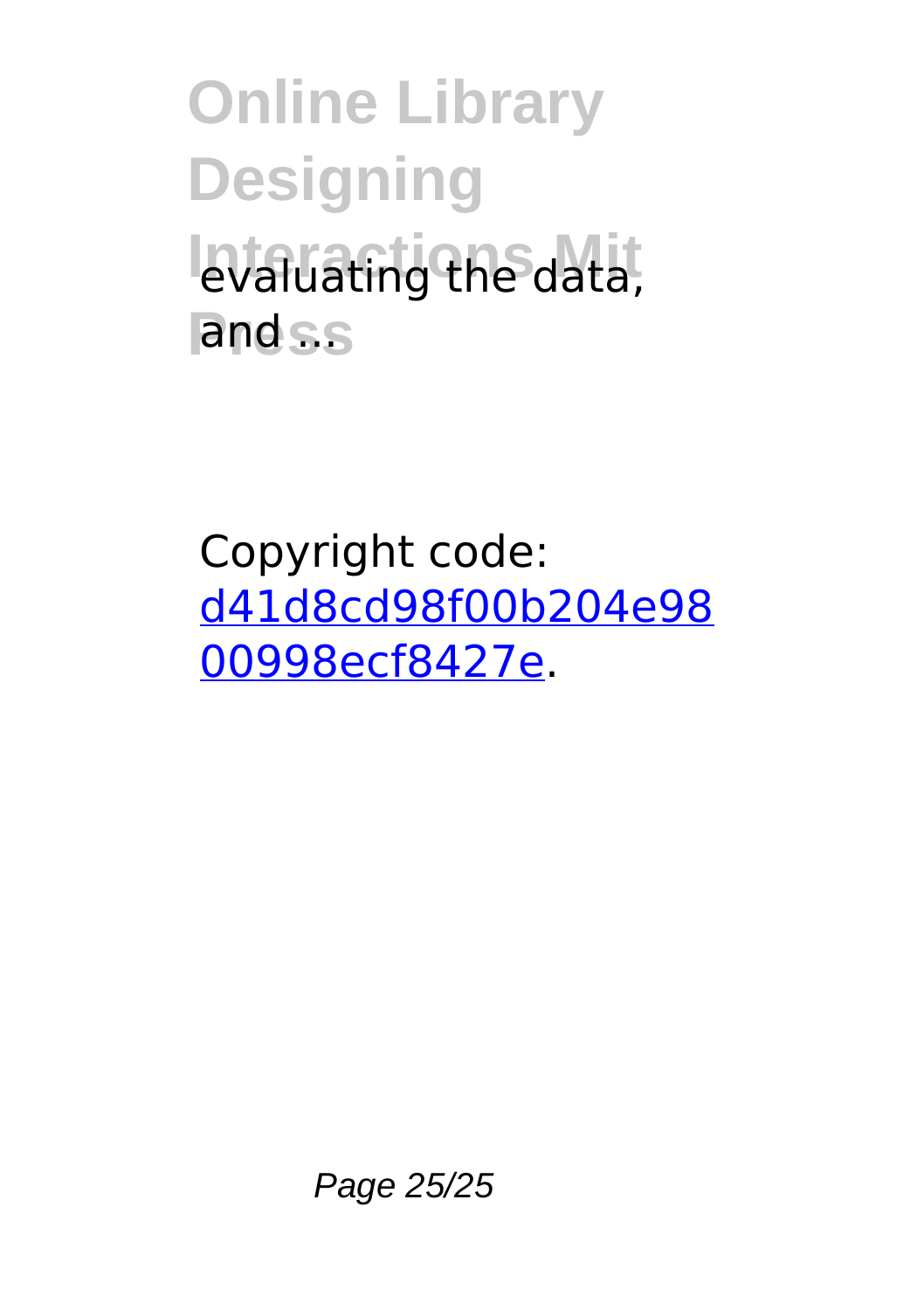evaluating the data, and ...

Copyright code: [d41d8cd98f00b204e9800998ecf8427e](d41d8cd98f00b204e9800998ecf8427e).